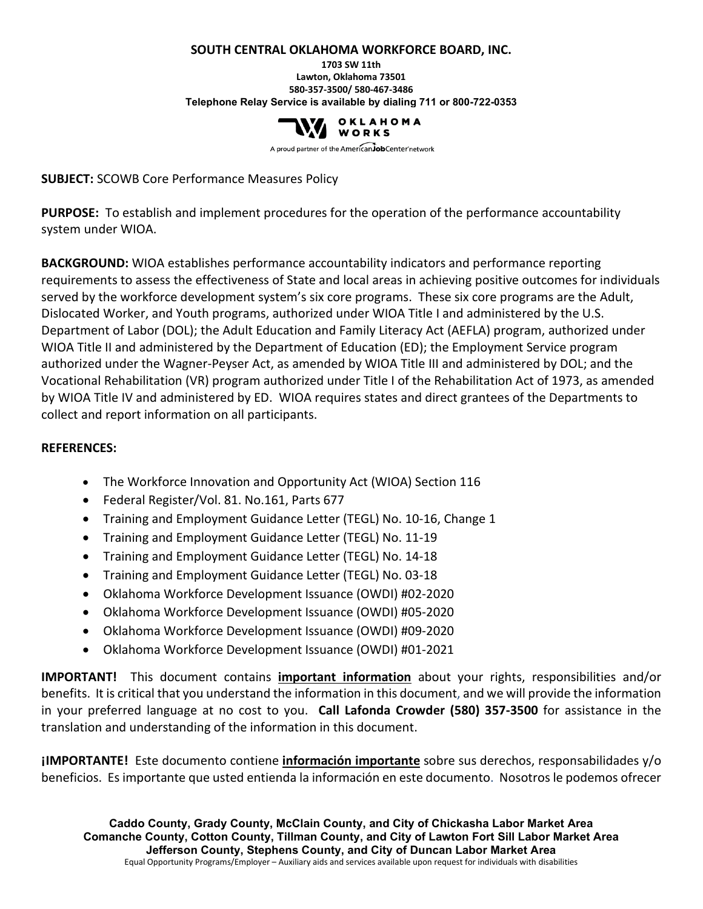**SOUTH CENTRAL OKLAHOMA WORKFORCE BOARD, INC.**
**1703 SW 11th**
**Lawton, Oklahoma 73501**
**580-357-3500/ 580-467-3486**
**Telephone Relay Service is available by dialing 711 or 800-722-0353**

OKLAHOMA WORKS
A proud partner of the AmericanJobCenter network

**SUBJECT:** SCOWB Core Performance Measures Policy

**PURPOSE:** To establish and implement procedures for the operation of the performance accountability system under WIOA.

**BACKGROUND:** WIOA establishes performance accountability indicators and performance reporting requirements to assess the effectiveness of State and local areas in achieving positive outcomes for individuals served by the workforce development system's six core programs. These six core programs are the Adult, Dislocated Worker, and Youth programs, authorized under WIOA Title I and administered by the U.S. Department of Labor (DOL); the Adult Education and Family Literacy Act (AEFLA) program, authorized under WIOA Title II and administered by the Department of Education (ED); the Employment Service program authorized under the Wagner-Peyser Act, as amended by WIOA Title III and administered by DOL; and the Vocational Rehabilitation (VR) program authorized under Title I of the Rehabilitation Act of 1973, as amended by WIOA Title IV and administered by ED. WIOA requires states and direct grantees of the Departments to collect and report information on all participants.

**REFERENCES:**

- The Workforce Innovation and Opportunity Act (WIOA) Section 116
- Federal Register/Vol. 81. No.161, Parts 677
- Training and Employment Guidance Letter (TEGL) No. 10-16, Change 1
- Training and Employment Guidance Letter (TEGL) No. 11-19
- Training and Employment Guidance Letter (TEGL) No. 14-18
- Training and Employment Guidance Letter (TEGL) No. 03-18
- Oklahoma Workforce Development Issuance (OWDI) #02-2020
- Oklahoma Workforce Development Issuance (OWDI) #05-2020
- Oklahoma Workforce Development Issuance (OWDI) #09-2020
- Oklahoma Workforce Development Issuance (OWDI) #01-2021

**IMPORTANT!** This document contains **important information** about your rights, responsibilities and/or benefits. It is critical that you understand the information in this document, and we will provide the information in your preferred language at no cost to you. **Call Lafonda Crowder (580) 357-3500** for assistance in the translation and understanding of the information in this document.

**¡IMPORTANTE!** Este documento contiene **información importante** sobre sus derechos, responsabilidades y/o beneficios. Es importante que usted entienda la información en este documento. Nosotros le podemos ofrecer

**Caddo County, Grady County, McClain County, and City of Chickasha Labor Market Area**
**Comanche County, Cotton County, Tillman County, and City of Lawton Fort Sill Labor Market Area**
**Jefferson County, Stephens County, and City of Duncan Labor Market Area**
Equal Opportunity Programs/Employer – Auxiliary aids and services available upon request for individuals with disabilities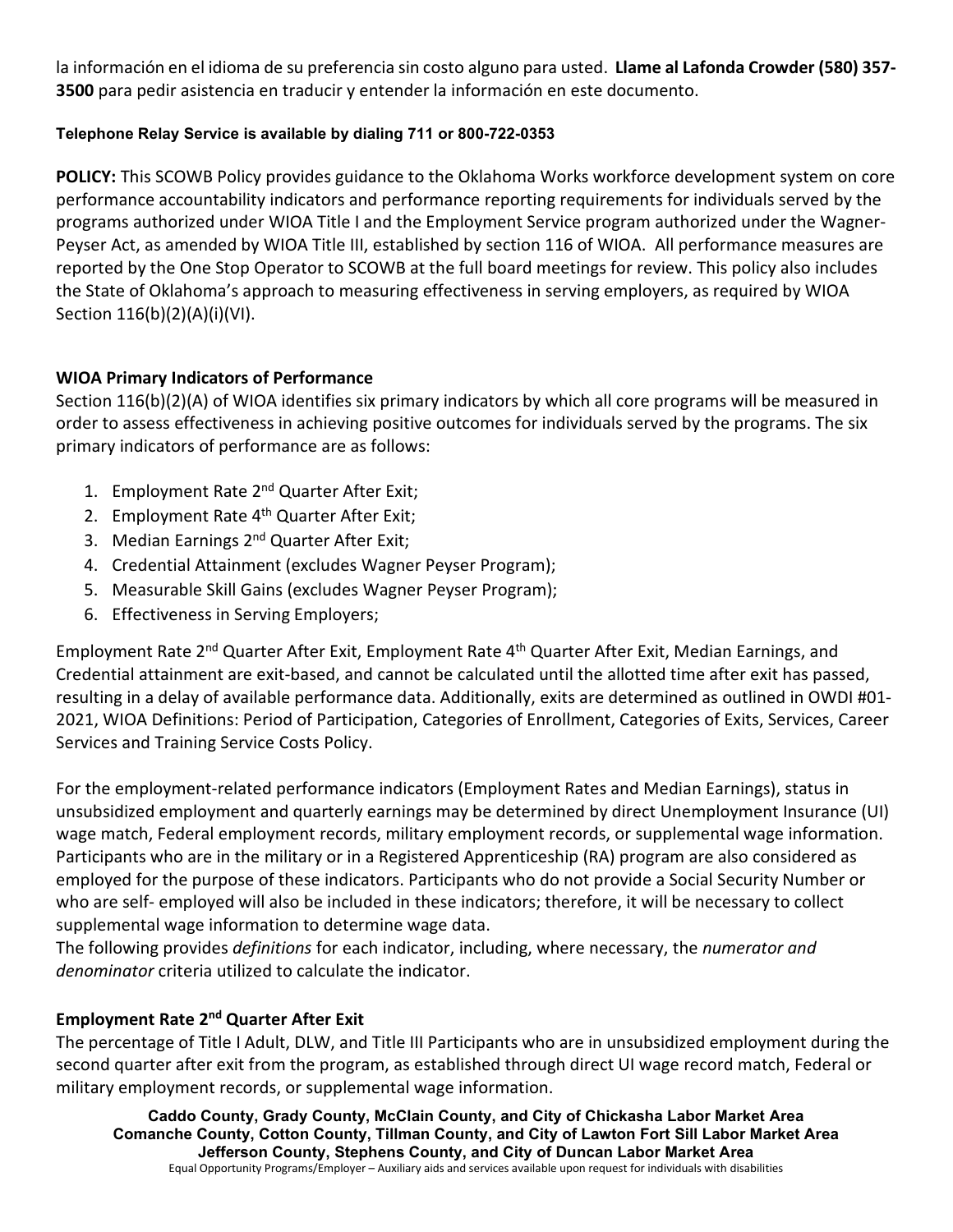la información en el idioma de su preferencia sin costo alguno para usted. **Llame al Lafonda Crowder (580) 357-3500** para pedir asistencia en traducir y entender la información en este documento.

**Telephone Relay Service is available by dialing 711 or 800-722-0353**

**POLICY:** This SCOWB Policy provides guidance to the Oklahoma Works workforce development system on core performance accountability indicators and performance reporting requirements for individuals served by the programs authorized under WIOA Title I and the Employment Service program authorized under the Wagner-Peyser Act, as amended by WIOA Title III, established by section 116 of WIOA. All performance measures are reported by the One Stop Operator to SCOWB at the full board meetings for review. This policy also includes the State of Oklahoma's approach to measuring effectiveness in serving employers, as required by WIOA Section 116(b)(2)(A)(i)(VI).

**WIOA Primary Indicators of Performance**

Section 116(b)(2)(A) of WIOA identifies six primary indicators by which all core programs will be measured in order to assess effectiveness in achieving positive outcomes for individuals served by the programs. The six primary indicators of performance are as follows:

1. Employment Rate 2nd Quarter After Exit;
2. Employment Rate 4th Quarter After Exit;
3. Median Earnings 2nd Quarter After Exit;
4. Credential Attainment (excludes Wagner Peyser Program);
5. Measurable Skill Gains (excludes Wagner Peyser Program);
6. Effectiveness in Serving Employers;

Employment Rate 2nd Quarter After Exit, Employment Rate 4th Quarter After Exit, Median Earnings, and Credential attainment are exit-based, and cannot be calculated until the allotted time after exit has passed, resulting in a delay of available performance data. Additionally, exits are determined as outlined in OWDI #01-2021, WIOA Definitions: Period of Participation, Categories of Enrollment, Categories of Exits, Services, Career Services and Training Service Costs Policy.

For the employment-related performance indicators (Employment Rates and Median Earnings), status in unsubsidized employment and quarterly earnings may be determined by direct Unemployment Insurance (UI) wage match, Federal employment records, military employment records, or supplemental wage information. Participants who are in the military or in a Registered Apprenticeship (RA) program are also considered as employed for the purpose of these indicators. Participants who do not provide a Social Security Number or who are self- employed will also be included in these indicators; therefore, it will be necessary to collect supplemental wage information to determine wage data.

The following provides *definitions* for each indicator, including, where necessary, the *numerator and denominator* criteria utilized to calculate the indicator.

**Employment Rate 2nd Quarter After Exit**

The percentage of Title I Adult, DLW, and Title III Participants who are in unsubsidized employment during the second quarter after exit from the program, as established through direct UI wage record match, Federal or military employment records, or supplemental wage information.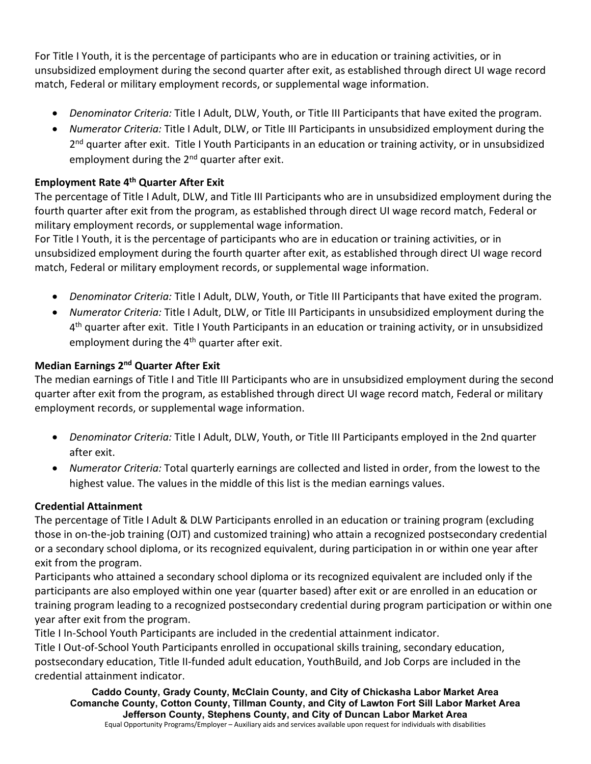For Title I Youth, it is the percentage of participants who are in education or training activities, or in unsubsidized employment during the second quarter after exit, as established through direct UI wage record match, Federal or military employment records, or supplemental wage information.

- *Denominator Criteria:* Title I Adult, DLW, Youth, or Title III Participants that have exited the program.
- *Numerator Criteria:* Title I Adult, DLW, or Title III Participants in unsubsidized employment during the 2nd quarter after exit. Title I Youth Participants in an education or training activity, or in unsubsidized employment during the 2nd quarter after exit.

**Employment Rate 4th Quarter After Exit**

The percentage of Title I Adult, DLW, and Title III Participants who are in unsubsidized employment during the fourth quarter after exit from the program, as established through direct UI wage record match, Federal or military employment records, or supplemental wage information.

For Title I Youth, it is the percentage of participants who are in education or training activities, or in unsubsidized employment during the fourth quarter after exit, as established through direct UI wage record match, Federal or military employment records, or supplemental wage information.

- *Denominator Criteria:* Title I Adult, DLW, Youth, or Title III Participants that have exited the program.
- *Numerator Criteria:* Title I Adult, DLW, or Title III Participants in unsubsidized employment during the 4th quarter after exit. Title I Youth Participants in an education or training activity, or in unsubsidized employment during the 4th quarter after exit.

**Median Earnings 2nd Quarter After Exit**

The median earnings of Title I and Title III Participants who are in unsubsidized employment during the second quarter after exit from the program, as established through direct UI wage record match, Federal or military employment records, or supplemental wage information.

- *Denominator Criteria:* Title I Adult, DLW, Youth, or Title III Participants employed in the 2nd quarter after exit.
- *Numerator Criteria:* Total quarterly earnings are collected and listed in order, from the lowest to the highest value. The values in the middle of this list is the median earnings values.

**Credential Attainment**

The percentage of Title I Adult & DLW Participants enrolled in an education or training program (excluding those in on-the-job training (OJT) and customized training) who attain a recognized postsecondary credential or a secondary school diploma, or its recognized equivalent, during participation in or within one year after exit from the program.

Participants who attained a secondary school diploma or its recognized equivalent are included only if the participants are also employed within one year (quarter based) after exit or are enrolled in an education or training program leading to a recognized postsecondary credential during program participation or within one year after exit from the program.

Title I In-School Youth Participants are included in the credential attainment indicator.

Title I Out-of-School Youth Participants enrolled in occupational skills training, secondary education, postsecondary education, Title II-funded adult education, YouthBuild, and Job Corps are included in the credential attainment indicator.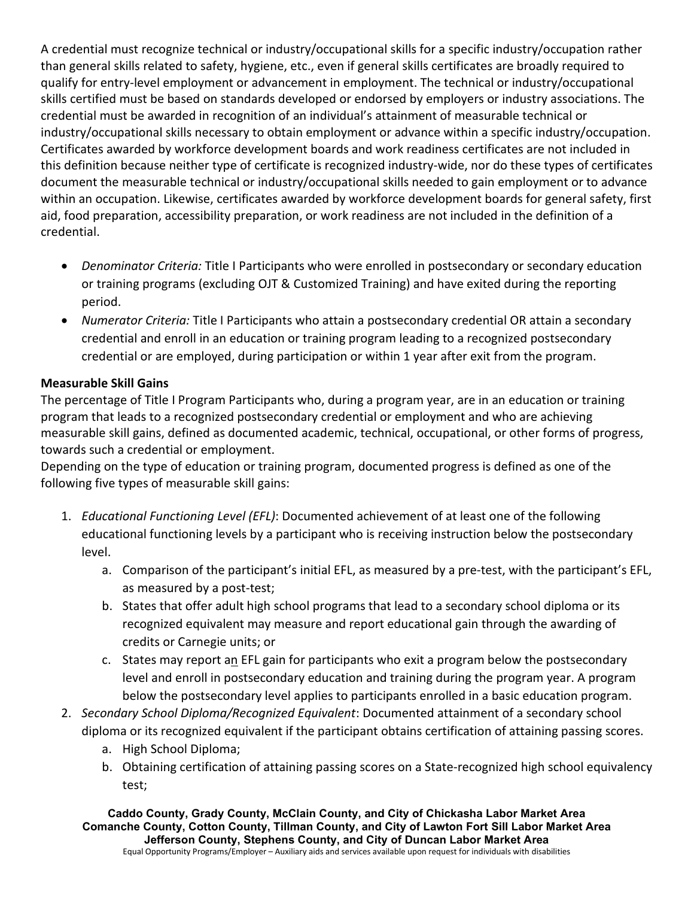A credential must recognize technical or industry/occupational skills for a specific industry/occupation rather than general skills related to safety, hygiene, etc., even if general skills certificates are broadly required to qualify for entry-level employment or advancement in employment. The technical or industry/occupational skills certified must be based on standards developed or endorsed by employers or industry associations. The credential must be awarded in recognition of an individual's attainment of measurable technical or industry/occupational skills necessary to obtain employment or advance within a specific industry/occupation. Certificates awarded by workforce development boards and work readiness certificates are not included in this definition because neither type of certificate is recognized industry-wide, nor do these types of certificates document the measurable technical or industry/occupational skills needed to gain employment or to advance within an occupation. Likewise, certificates awarded by workforce development boards for general safety, first aid, food preparation, accessibility preparation, or work readiness are not included in the definition of a credential.

- *Denominator Criteria:* Title I Participants who were enrolled in postsecondary or secondary education or training programs (excluding OJT & Customized Training) and have exited during the reporting period.
- *Numerator Criteria:* Title I Participants who attain a postsecondary credential OR attain a secondary credential and enroll in an education or training program leading to a recognized postsecondary credential or are employed, during participation or within 1 year after exit from the program.

**Measurable Skill Gains**

The percentage of Title I Program Participants who, during a program year, are in an education or training program that leads to a recognized postsecondary credential or employment and who are achieving measurable skill gains, defined as documented academic, technical, occupational, or other forms of progress, towards such a credential or employment.

Depending on the type of education or training program, documented progress is defined as one of the following five types of measurable skill gains:

1. *Educational Functioning Level (EFL)*: Documented achievement of at least one of the following educational functioning levels by a participant who is receiving instruction below the postsecondary level.
    a. Comparison of the participant's initial EFL, as measured by a pre-test, with the participant's EFL, as measured by a post-test;
    b. States that offer adult high school programs that lead to a secondary school diploma or its recognized equivalent may measure and report educational gain through the awarding of credits or Carnegie units; or
    c. States may report an EFL gain for participants who exit a program below the postsecondary level and enroll in postsecondary education and training during the program year. A program below the postsecondary level applies to participants enrolled in a basic education program.
2. *Secondary School Diploma/Recognized Equivalent*: Documented attainment of a secondary school diploma or its recognized equivalent if the participant obtains certification of attaining passing scores.
    a. High School Diploma;
    b. Obtaining certification of attaining passing scores on a State-recognized high school equivalency test;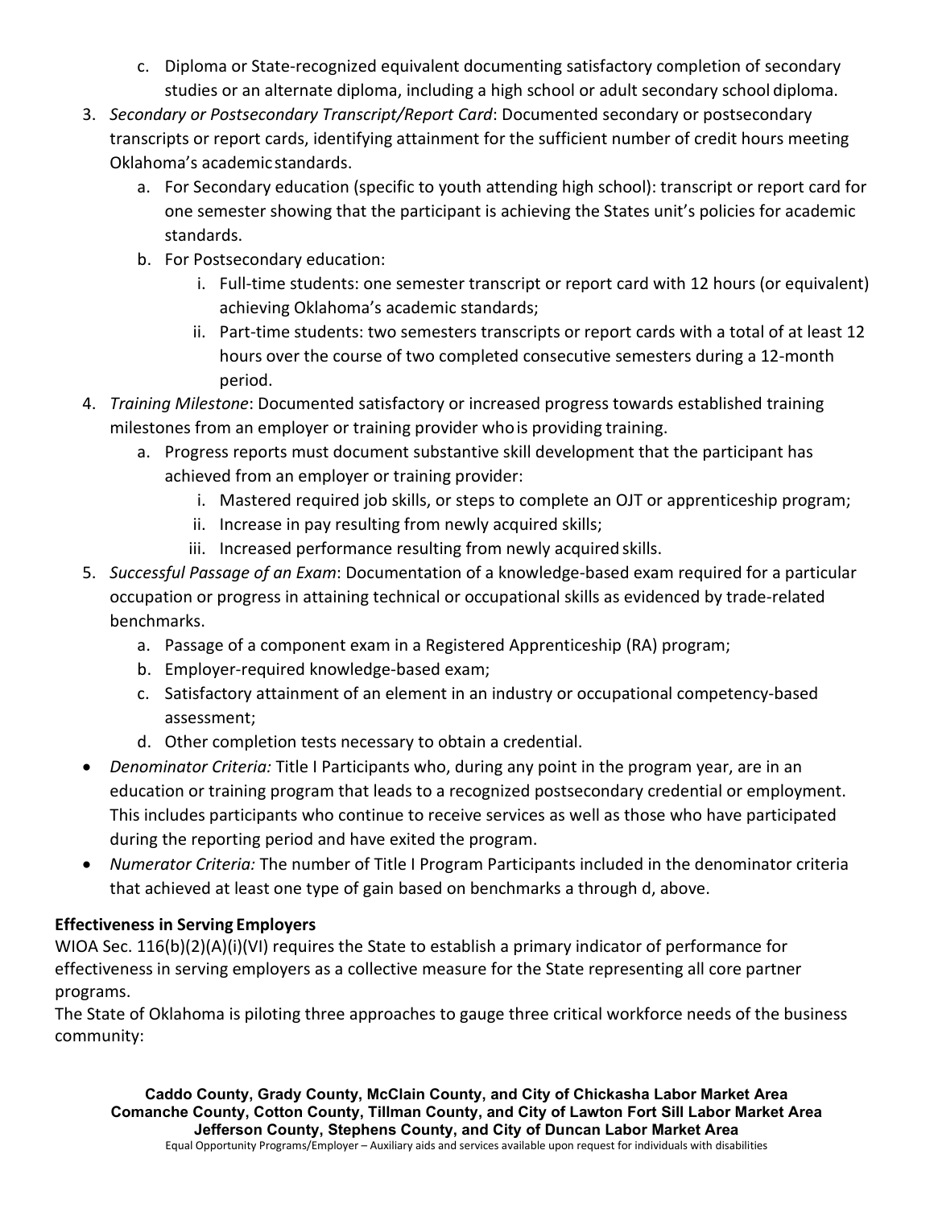c. Diploma or State-recognized equivalent documenting satisfactory completion of secondary studies or an alternate diploma, including a high school or adult secondary school diploma.

3. *Secondary or Postsecondary Transcript/Report Card*: Documented secondary or postsecondary transcripts or report cards, identifying attainment for the sufficient number of credit hours meeting Oklahoma's academic standards.
    a. For Secondary education (specific to youth attending high school): transcript or report card for one semester showing that the participant is achieving the States unit's policies for academic standards.
    b. For Postsecondary education:
        i. Full-time students: one semester transcript or report card with 12 hours (or equivalent) achieving Oklahoma's academic standards;
        ii. Part-time students: two semesters transcripts or report cards with a total of at least 12 hours over the course of two completed consecutive semesters during a 12-month period.
4. *Training Milestone*: Documented satisfactory or increased progress towards established training milestones from an employer or training provider who is providing training.
    a. Progress reports must document substantive skill development that the participant has achieved from an employer or training provider:
        i. Mastered required job skills, or steps to complete an OJT or apprenticeship program;
        ii. Increase in pay resulting from newly acquired skills;
        iii. Increased performance resulting from newly acquired skills.
5. *Successful Passage of an Exam*: Documentation of a knowledge-based exam required for a particular occupation or progress in attaining technical or occupational skills as evidenced by trade-related benchmarks.
    a. Passage of a component exam in a Registered Apprenticeship (RA) program;
    b. Employer-required knowledge-based exam;
    c. Satisfactory attainment of an element in an industry or occupational competency-based assessment;
    d. Other completion tests necessary to obtain a credential.

- *Denominator Criteria:* Title I Participants who, during any point in the program year, are in an education or training program that leads to a recognized postsecondary credential or employment. This includes participants who continue to receive services as well as those who have participated during the reporting period and have exited the program.
- *Numerator Criteria:* The number of Title I Program Participants included in the denominator criteria that achieved at least one type of gain based on benchmarks a through d, above.

**Effectiveness in Serving Employers**

WIOA Sec. 116(b)(2)(A)(i)(VI) requires the State to establish a primary indicator of performance for effectiveness in serving employers as a collective measure for the State representing all core partner programs.

The State of Oklahoma is piloting three approaches to gauge three critical workforce needs of the business community: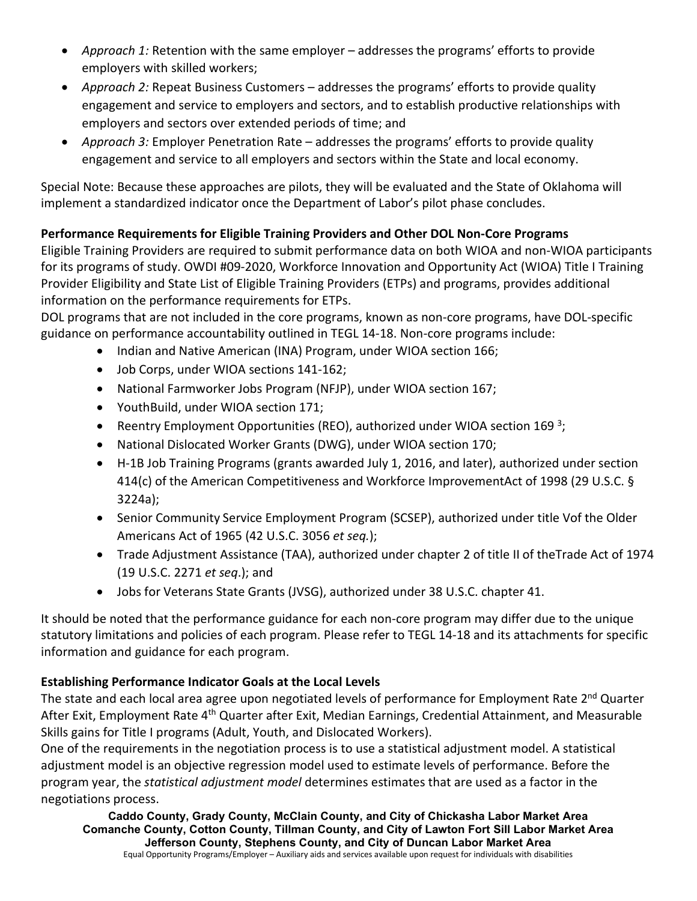- *Approach 1:* Retention with the same employer – addresses the programs' efforts to provide employers with skilled workers;
- *Approach 2:* Repeat Business Customers – addresses the programs' efforts to provide quality engagement and service to employers and sectors, and to establish productive relationships with employers and sectors over extended periods of time; and
- *Approach 3:* Employer Penetration Rate – addresses the programs' efforts to provide quality engagement and service to all employers and sectors within the State and local economy.

Special Note: Because these approaches are pilots, they will be evaluated and the State of Oklahoma will implement a standardized indicator once the Department of Labor's pilot phase concludes.

**Performance Requirements for Eligible Training Providers and Other DOL Non-Core Programs**

Eligible Training Providers are required to submit performance data on both WIOA and non-WIOA participants for its programs of study. OWDI #09-2020, Workforce Innovation and Opportunity Act (WIOA) Title I Training Provider Eligibility and State List of Eligible Training Providers (ETPs) and programs, provides additional information on the performance requirements for ETPs.

DOL programs that are not included in the core programs, known as non-core programs, have DOL-specific guidance on performance accountability outlined in TEGL 14-18. Non-core programs include:

- Indian and Native American (INA) Program, under WIOA section 166;
- Job Corps, under WIOA sections 141-162;
- National Farmworker Jobs Program (NFJP), under WIOA section 167;
- YouthBuild, under WIOA section 171;
- Reentry Employment Opportunities (REO), authorized under WIOA section 169 [3];
- National Dislocated Worker Grants (DWG), under WIOA section 170;
- H-1B Job Training Programs (grants awarded July 1, 2016, and later), authorized under section 414(c) of the American Competitiveness and Workforce ImprovementAct of 1998 (29 U.S.C. § 3224a);
- Senior Community Service Employment Program (SCSEP), authorized under title Vof the Older Americans Act of 1965 (42 U.S.C. 3056 *et seq.*);
- Trade Adjustment Assistance (TAA), authorized under chapter 2 of title II of theTrade Act of 1974 (19 U.S.C. 2271 *et seq*.); and
- Jobs for Veterans State Grants (JVSG), authorized under 38 U.S.C. chapter 41.

It should be noted that the performance guidance for each non-core program may differ due to the unique statutory limitations and policies of each program. Please refer to TEGL 14-18 and its attachments for specific information and guidance for each program.

**Establishing Performance Indicator Goals at the Local Levels**

The state and each local area agree upon negotiated levels of performance for Employment Rate 2nd Quarter After Exit, Employment Rate 4th Quarter after Exit, Median Earnings, Credential Attainment, and Measurable Skills gains for Title I programs (Adult, Youth, and Dislocated Workers).

One of the requirements in the negotiation process is to use a statistical adjustment model. A statistical adjustment model is an objective regression model used to estimate levels of performance. Before the program year, the *statistical adjustment model* determines estimates that are used as a factor in the negotiations process.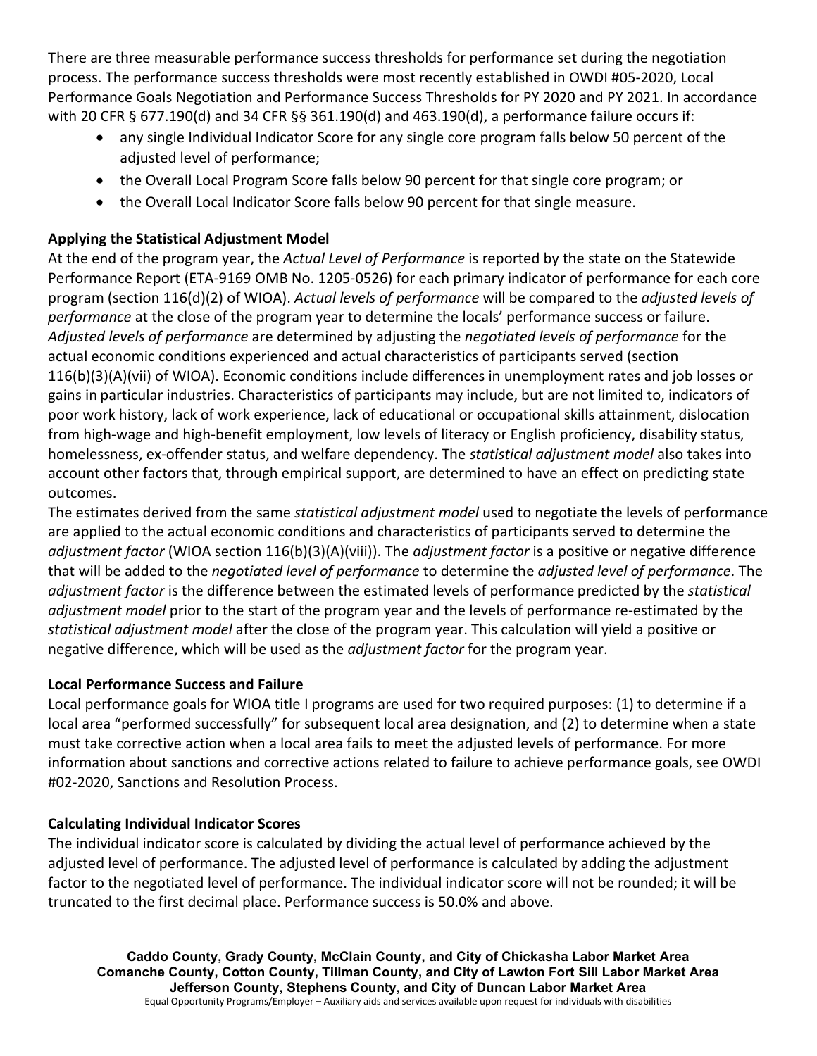There are three measurable performance success thresholds for performance set during the negotiation process. The performance success thresholds were most recently established in OWDI #05-2020, Local Performance Goals Negotiation and Performance Success Thresholds for PY 2020 and PY 2021. In accordance with 20 CFR § 677.190(d) and 34 CFR §§ 361.190(d) and 463.190(d), a performance failure occurs if:

- any single Individual Indicator Score for any single core program falls below 50 percent of the adjusted level of performance;
- the Overall Local Program Score falls below 90 percent for that single core program; or
- the Overall Local Indicator Score falls below 90 percent for that single measure.

**Applying the Statistical Adjustment Model**

At the end of the program year, the *Actual Level of Performance* is reported by the state on the Statewide Performance Report (ETA-9169 OMB No. 1205-0526) for each primary indicator of performance for each core program (section 116(d)(2) of WIOA). *Actual levels of performance* will be compared to the *adjusted levels of performance* at the close of the program year to determine the locals' performance success or failure. *Adjusted levels of performance* are determined by adjusting the *negotiated levels of performance* for the actual economic conditions experienced and actual characteristics of participants served (section 116(b)(3)(A)(vii) of WIOA). Economic conditions include differences in unemployment rates and job losses or gains in particular industries. Characteristics of participants may include, but are not limited to, indicators of poor work history, lack of work experience, lack of educational or occupational skills attainment, dislocation from high-wage and high-benefit employment, low levels of literacy or English proficiency, disability status, homelessness, ex-offender status, and welfare dependency. The *statistical adjustment model* also takes into account other factors that, through empirical support, are determined to have an effect on predicting state outcomes.

The estimates derived from the same *statistical adjustment model* used to negotiate the levels of performance are applied to the actual economic conditions and characteristics of participants served to determine the *adjustment factor* (WIOA section 116(b)(3)(A)(viii)). The *adjustment factor* is a positive or negative difference that will be added to the *negotiated level of performance* to determine the *adjusted level of performance*. The *adjustment factor* is the difference between the estimated levels of performance predicted by the *statistical adjustment model* prior to the start of the program year and the levels of performance re-estimated by the *statistical adjustment model* after the close of the program year. This calculation will yield a positive or negative difference, which will be used as the *adjustment factor* for the program year.

**Local Performance Success and Failure**

Local performance goals for WIOA title I programs are used for two required purposes: (1) to determine if a local area "performed successfully" for subsequent local area designation, and (2) to determine when a state must take corrective action when a local area fails to meet the adjusted levels of performance. For more information about sanctions and corrective actions related to failure to achieve performance goals, see OWDI #02-2020, Sanctions and Resolution Process.

**Calculating Individual Indicator Scores**

The individual indicator score is calculated by dividing the actual level of performance achieved by the adjusted level of performance. The adjusted level of performance is calculated by adding the adjustment factor to the negotiated level of performance. The individual indicator score will not be rounded; it will be truncated to the first decimal place. Performance success is 50.0% and above.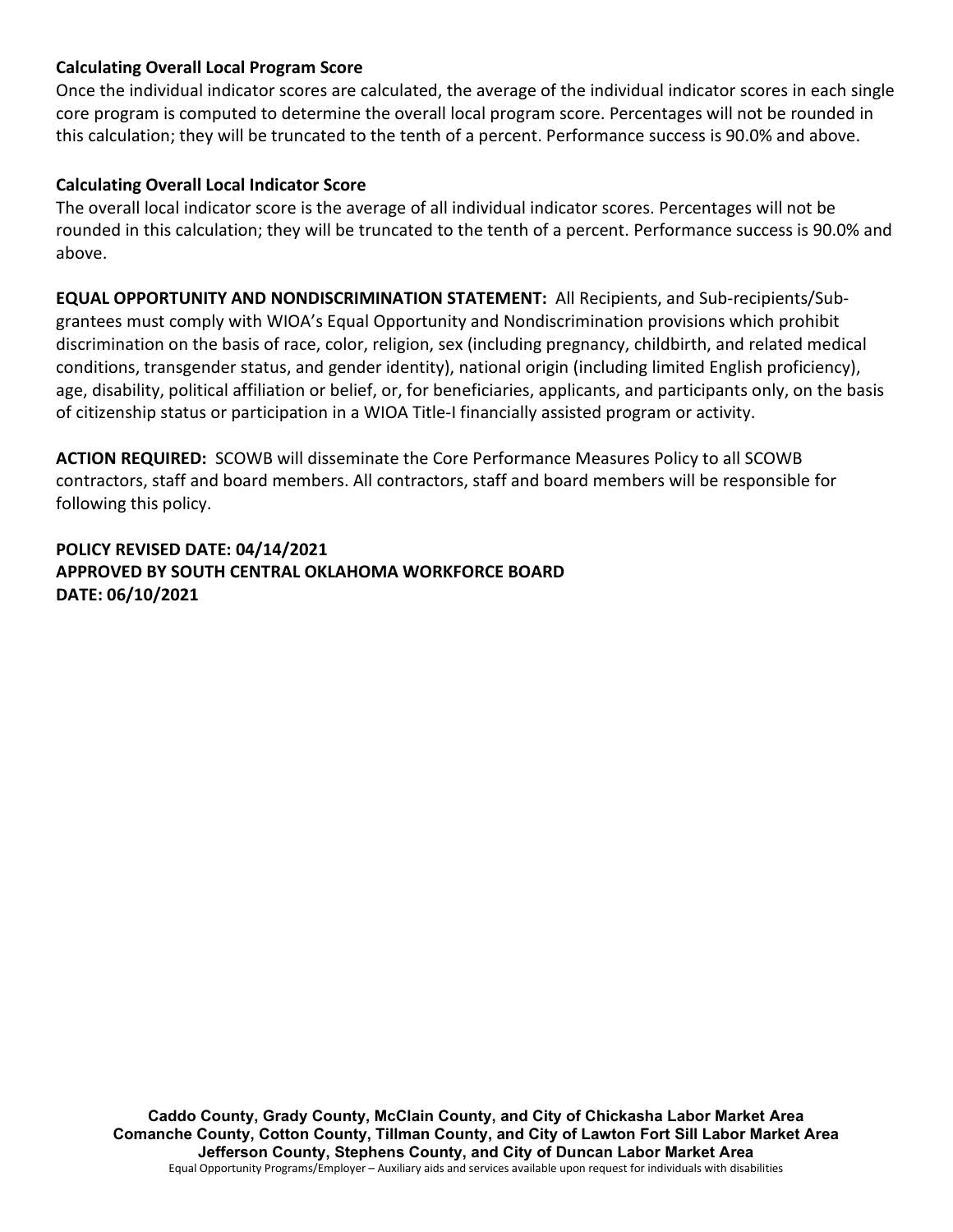### Calculating Overall Local Program Score

Once the individual indicator scores are calculated, the average of the individual indicator scores in each single core program is computed to determine the overall local program score. Percentages will not be rounded in this calculation; they will be truncated to the tenth of a percent. Performance success is 90.0% and above.

### Calculating Overall Local Indicator Score

The overall local indicator score is the average of all individual indicator scores. Percentages will not be rounded in this calculation; they will be truncated to the tenth of a percent. Performance success is 90.0% and above.

**EQUAL OPPORTUNITY AND NONDISCRIMINATION STATEMENT:** All Recipients, and Sub-recipients/Sub-grantees must comply with WIOA's Equal Opportunity and Nondiscrimination provisions which prohibit discrimination on the basis of race, color, religion, sex (including pregnancy, childbirth, and related medical conditions, transgender status, and gender identity), national origin (including limited English proficiency), age, disability, political affiliation or belief, or, for beneficiaries, applicants, and participants only, on the basis of citizenship status or participation in a WIOA Title-I financially assisted program or activity.

**ACTION REQUIRED:** SCOWB will disseminate the Core Performance Measures Policy to all SCOWB contractors, staff and board members. All contractors, staff and board members will be responsible for following this policy.

**POLICY REVISED DATE: 04/14/2021**
**APPROVED BY SOUTH CENTRAL OKLAHOMA WORKFORCE BOARD**
**DATE: 06/10/2021**

**Caddo County, Grady County, McClain County, and City of Chickasha Labor Market Area**
**Comanche County, Cotton County, Tillman County, and City of Lawton Fort Sill Labor Market Area**
**Jefferson County, Stephens County, and City of Duncan Labor Market Area**
Equal Opportunity Programs/Employer – Auxiliary aids and services available upon request for individuals with disabilities